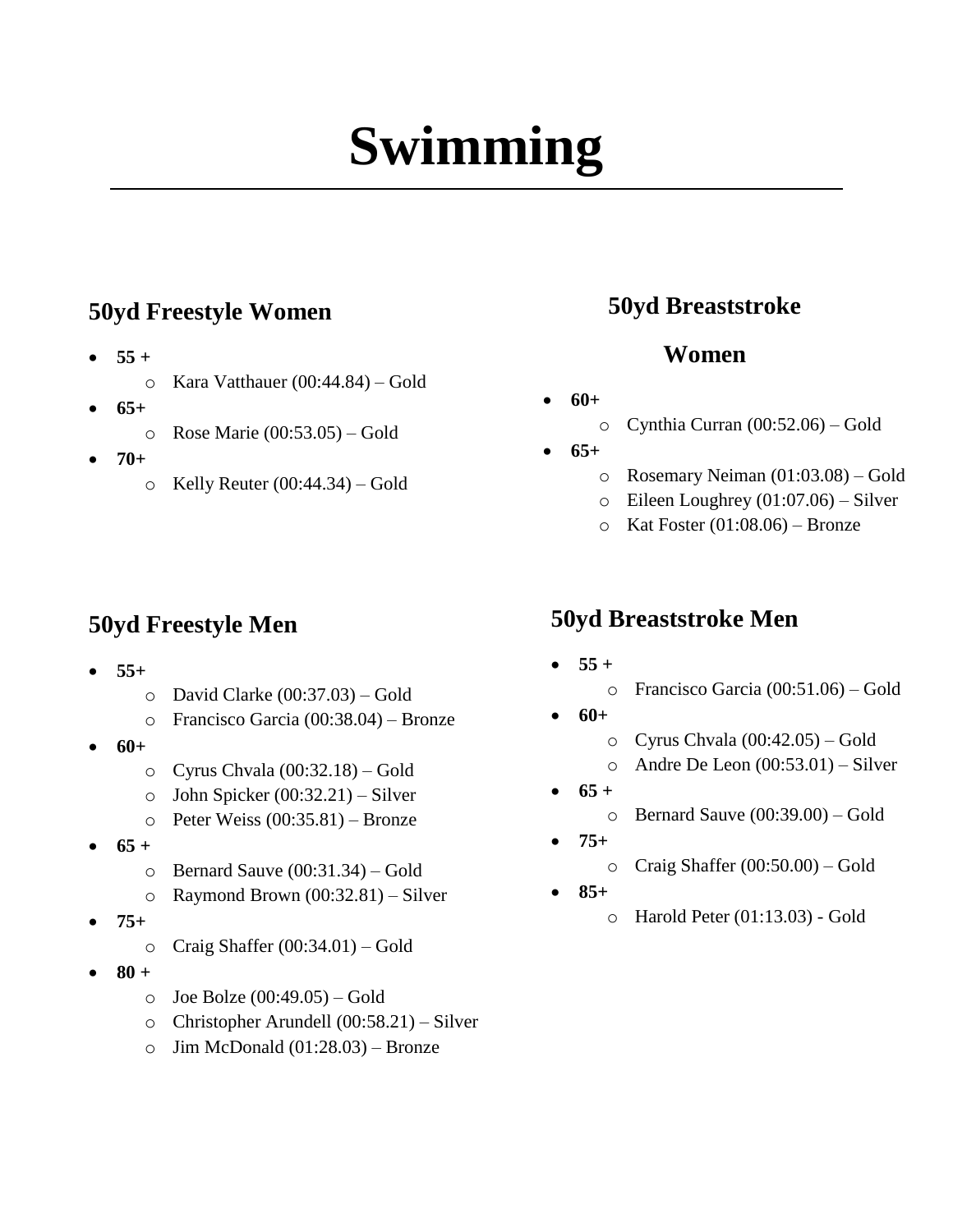# Swimming

## 50yd Freestyle Women

- **55 +**
  - Kara Vatthauer (00:44.84) – Gold
- **65+**
  - Rose Marie (00:53.05) – Gold
- **70+**
  - Kelly Reuter (00:44.34) – Gold

## 50yd Breaststroke Women

- **60+**
  - Cynthia Curran (00:52.06) – Gold
- **65+**
  - Rosemary Neiman (01:03.08) – Gold
  - Eileen Loughrey (01:07.06) – Silver
  - Kat Foster (01:08.06) – Bronze

## 50yd Freestyle Men

- **55+**
  - David Clarke (00:37.03) – Gold
  - Francisco Garcia (00:38.04) – Bronze
- **60+**
  - Cyrus Chvala (00:32.18) – Gold
  - John Spicker (00:32.21) – Silver
  - Peter Weiss (00:35.81) – Bronze
- **65 +**
  - Bernard Sauve (00:31.34) – Gold
  - Raymond Brown (00:32.81) – Silver
- **75+**
  - Craig Shaffer (00:34.01) – Gold
- **80 +**
  - Joe Bolze (00:49.05) – Gold
  - Christopher Arundell (00:58.21) – Silver
  - Jim McDonald (01:28.03) – Bronze

## 50yd Breaststroke Men

- **55 +**
  - Francisco Garcia (00:51.06) – Gold
- **60+**
  - Cyrus Chvala (00:42.05) – Gold
  - Andre De Leon (00:53.01) – Silver
- **65 +**
  - Bernard Sauve (00:39.00) – Gold
- **75+**
  - Craig Shaffer (00:50.00) – Gold
- **85+**
  - Harold Peter (01:13.03) - Gold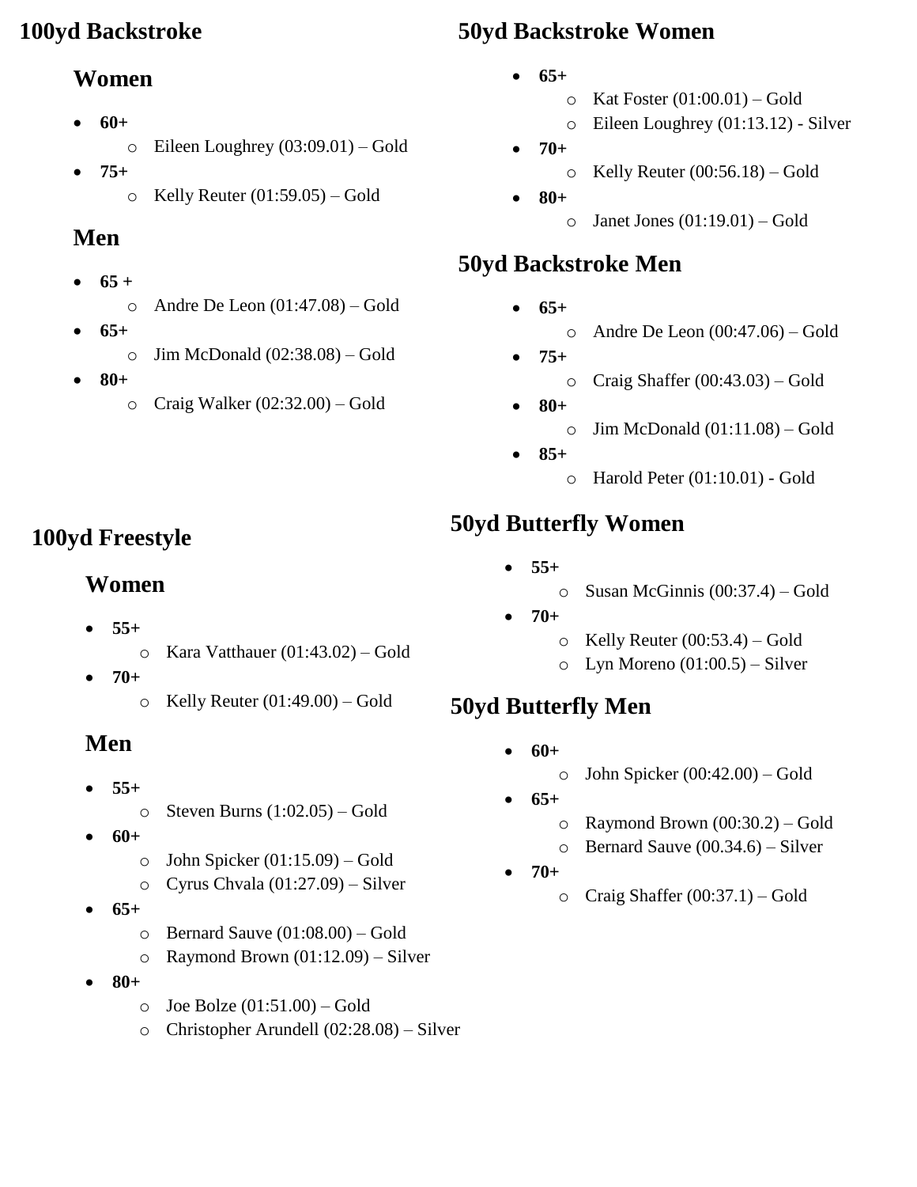# 100yd Backstroke

## Women

- **60+**
  - Eileen Loughrey (03:09.01) – Gold
- **75+**
  - Kelly Reuter (01:59.05) – Gold

## Men

- **65 +**
  - Andre De Leon (01:47.08) – Gold
- **65+**
  - Jim McDonald (02:38.08) – Gold
- **80+**
  - Craig Walker (02:32.00) – Gold

# 100yd Freestyle

## Women

- **55+**
  - Kara Vatthauer (01:43.02) – Gold
- **70+**
  - Kelly Reuter (01:49.00) – Gold

## Men

- **55+**
  - Steven Burns (1:02.05) – Gold
- **60+**
  - John Spicker (01:15.09) – Gold
  - Cyrus Chvala (01:27.09) – Silver
- **65+**
  - Bernard Sauve (01:08.00) – Gold
  - Raymond Brown (01:12.09) – Silver
- **80+**
  - Joe Bolze (01:51.00) – Gold
  - Christopher Arundell (02:28.08) – Silver

# 50yd Backstroke Women

- **65+**
  - Kat Foster (01:00.01) – Gold
  - Eileen Loughrey (01:13.12) - Silver
- **70+**
  - Kelly Reuter (00:56.18) – Gold
- **80+**
  - Janet Jones (01:19.01) – Gold

# 50yd Backstroke Men

- **65+**
  - Andre De Leon (00:47.06) – Gold
- **75+**
  - Craig Shaffer (00:43.03) – Gold
- **80+**
  - Jim McDonald (01:11.08) – Gold
- **85+**
  - Harold Peter (01:10.01) - Gold

# 50yd Butterfly Women

- **55+**
  - Susan McGinnis (00:37.4) – Gold
- **70+**
  - Kelly Reuter (00:53.4) – Gold
  - Lyn Moreno (01:00.5) – Silver

# 50yd Butterfly Men

- **60+**
  - John Spicker (00:42.00) – Gold
- **65+**
  - Raymond Brown (00:30.2) – Gold
  - Bernard Sauve (00.34.6) – Silver
- **70+**
  - Craig Shaffer (00:37.1) – Gold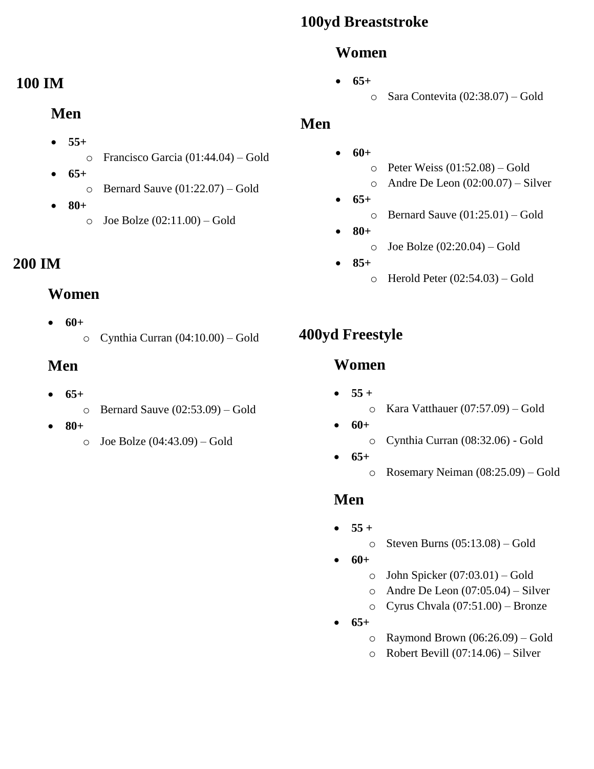## 100 IM

### Men

- **55+**
  - Francisco Garcia (01:44.04) – Gold
- **65+**
  - Bernard Sauve (01:22.07) – Gold
- **80+**
  - Joe Bolze (02:11.00) – Gold

## 200 IM

### Women

- **60+**
  - Cynthia Curran (04:10.00) – Gold

### Men

- **65+**
  - Bernard Sauve (02:53.09) – Gold
- **80+**
  - Joe Bolze (04:43.09) – Gold

## 100yd Breaststroke

### Women

- **65+**
  - Sara Contevita (02:38.07) – Gold

### Men

- **60+**
  - Peter Weiss (01:52.08) – Gold
  - Andre De Leon (02:00.07) – Silver
- **65+**
  - Bernard Sauve (01:25.01) – Gold
- **80+**
  - Joe Bolze (02:20.04) – Gold
- **85+**
  - Herold Peter (02:54.03) – Gold

## 400yd Freestyle

### Women

- **55 +**
  - Kara Vatthauer (07:57.09) – Gold
- **60+**
  - Cynthia Curran (08:32.06) - Gold
- **65+**
  - Rosemary Neiman (08:25.09) – Gold

### Men

- **55 +**
  - Steven Burns (05:13.08) – Gold
- **60+**
  - John Spicker (07:03.01) – Gold
  - Andre De Leon (07:05.04) – Silver
  - Cyrus Chvala (07:51.00) – Bronze
- **65+**
  - Raymond Brown (06:26.09) – Gold
  - Robert Bevill (07:14.06) – Silver